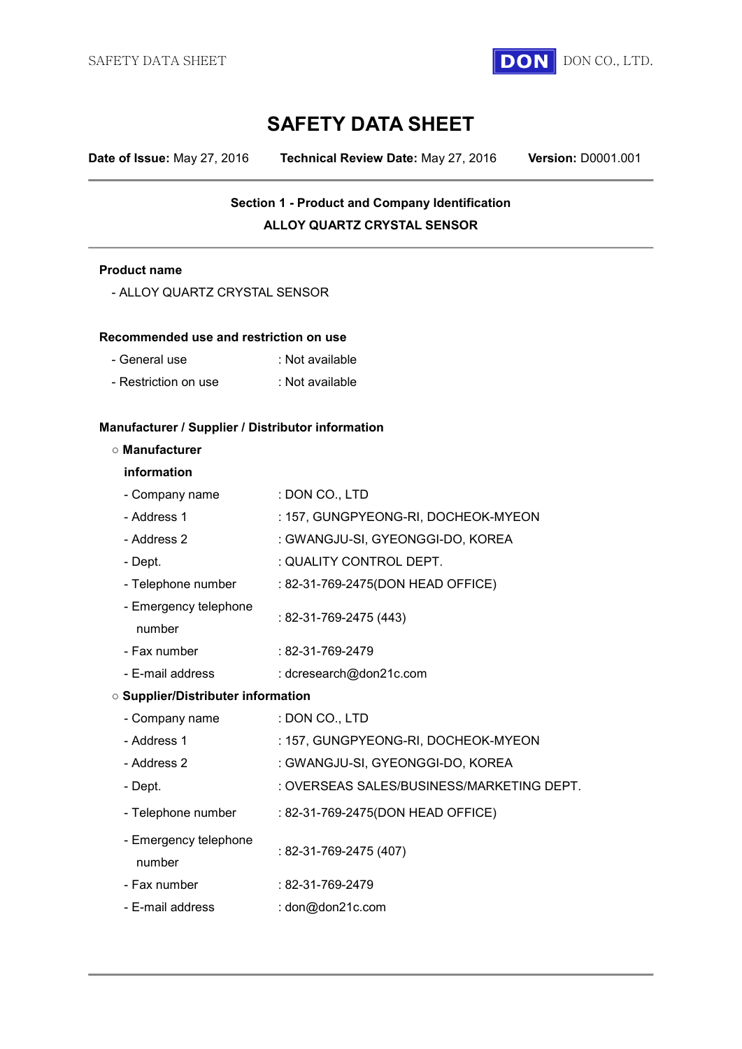# SAFETY DATA SHEET

**Date of Issue:** May 27, 2016 **Technical Review Date:** May 27, 2016 **Version:** D0001.001

---

## Section 1 - Product and Company Identification

### ALLOY QUARTZ CRYSTAL SENSOR

---

**Product name**

- ALLOY QUARTZ CRYSTAL SENSOR

**Recommended use and restriction on use**

- General use : Not available
- Restriction on use : Not available

**Manufacturer / Supplier / Distributor information**

○ **Manufacturer information**

- Company name : DON CO., LTD
- Address 1 : 157, GUNGPYEONG-RI, DOCHEOK-MYEON
- Address 2 : GWANGJU-SI, GYEONGGI-DO, KOREA
- Dept. : QUALITY CONTROL DEPT.
- Telephone number : 82-31-769-2475(DON HEAD OFFICE)
- Emergency telephone number : 82-31-769-2475 (443)
- Fax number : 82-31-769-2479
- E-mail address : dcresearch@don21c.com

○ **Supplier/Distributer information**

- Company name : DON CO., LTD
- Address 1 : 157, GUNGPYEONG-RI, DOCHEOK-MYEON
- Address 2 : GWANGJU-SI, GYEONGGI-DO, KOREA
- Dept. : OVERSEAS SALES/BUSINESS/MARKETING DEPT.
- Telephone number : 82-31-769-2475(DON HEAD OFFICE)
- Emergency telephone number : 82-31-769-2475 (407)
- Fax number : 82-31-769-2479
- E-mail address : don@don21c.com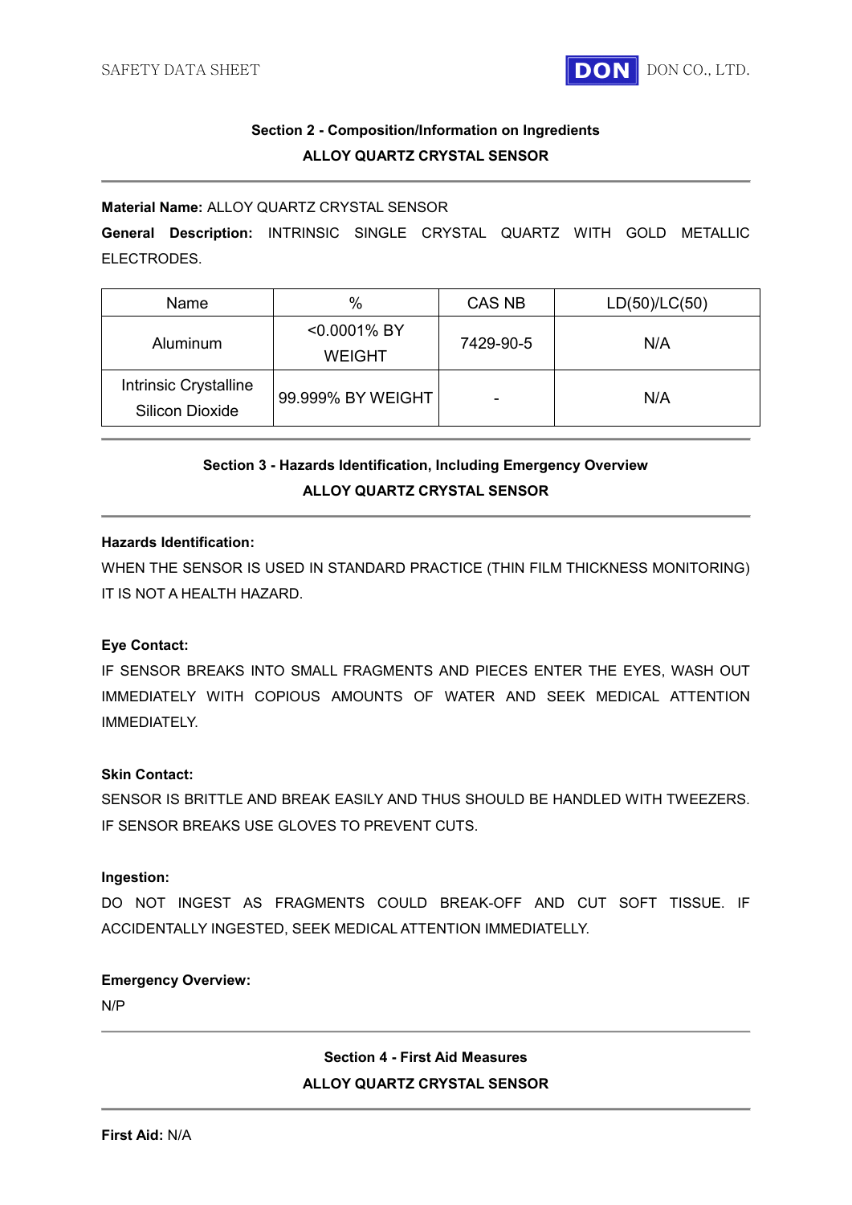## Section 2 - Composition/Information on Ingredients

### ALLOY QUARTZ CRYSTAL SENSOR

**Material Name:** ALLOY QUARTZ CRYSTAL SENSOR

**General Description:** INTRINSIC SINGLE CRYSTAL QUARTZ WITH GOLD METALLIC ELECTRODES.

| Name | % | CAS NB | LD(50)/LC(50) |
|---|---|---|---|
| Aluminum | <0.0001% BY WEIGHT | 7429-90-5 | N/A |
| Intrinsic Crystalline Silicon Dioxide | 99.999% BY WEIGHT | - | N/A |

## Section 3 - Hazards Identification, Including Emergency Overview

### ALLOY QUARTZ CRYSTAL SENSOR

**Hazards Identification:**

WHEN THE SENSOR IS USED IN STANDARD PRACTICE (THIN FILM THICKNESS MONITORING) IT IS NOT A HEALTH HAZARD.

**Eye Contact:**

IF SENSOR BREAKS INTO SMALL FRAGMENTS AND PIECES ENTER THE EYES, WASH OUT IMMEDIATELY WITH COPIOUS AMOUNTS OF WATER AND SEEK MEDICAL ATTENTION IMMEDIATELY.

**Skin Contact:**

SENSOR IS BRITTLE AND BREAK EASILY AND THUS SHOULD BE HANDLED WITH TWEEZERS. IF SENSOR BREAKS USE GLOVES TO PREVENT CUTS.

**Ingestion:**

DO NOT INGEST AS FRAGMENTS COULD BREAK-OFF AND CUT SOFT TISSUE. IF ACCIDENTALLY INGESTED, SEEK MEDICAL ATTENTION IMMEDIATELLY.

**Emergency Overview:**

N/P

## Section 4 - First Aid Measures

### ALLOY QUARTZ CRYSTAL SENSOR

**First Aid:** N/A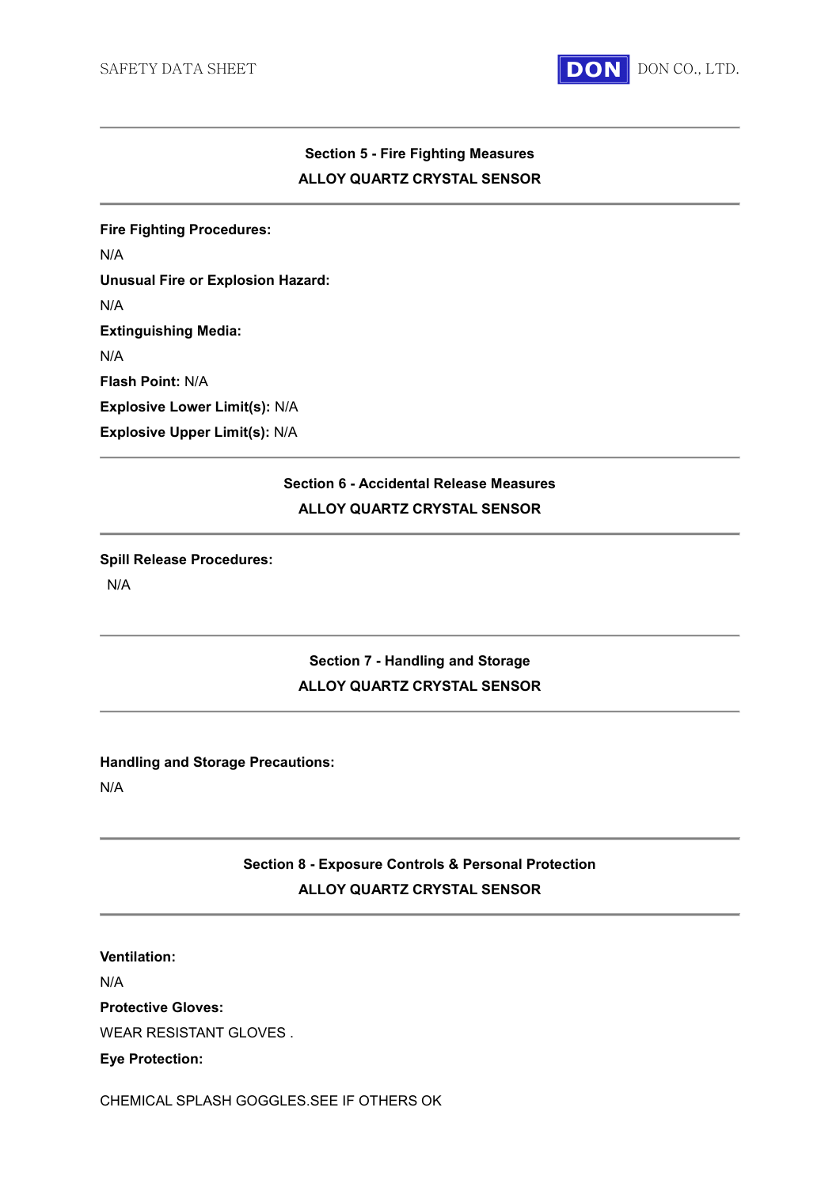## Section 5 - Fire Fighting Measures
## ALLOY QUARTZ CRYSTAL SENSOR

**Fire Fighting Procedures:**

N/A

**Unusual Fire or Explosion Hazard:**

N/A

**Extinguishing Media:**

N/A

**Flash Point:** N/A

**Explosive Lower Limit(s):** N/A

**Explosive Upper Limit(s):** N/A

## Section 6 - Accidental Release Measures
## ALLOY QUARTZ CRYSTAL SENSOR

**Spill Release Procedures:**

N/A

## Section 7 - Handling and Storage
## ALLOY QUARTZ CRYSTAL SENSOR

**Handling and Storage Precautions:**

N/A

## Section 8 - Exposure Controls & Personal Protection
## ALLOY QUARTZ CRYSTAL SENSOR

**Ventilation:**

N/A

**Protective Gloves:**

WEAR RESISTANT GLOVES .

**Eye Protection:**

CHEMICAL SPLASH GOGGLES.SEE IF OTHERS OK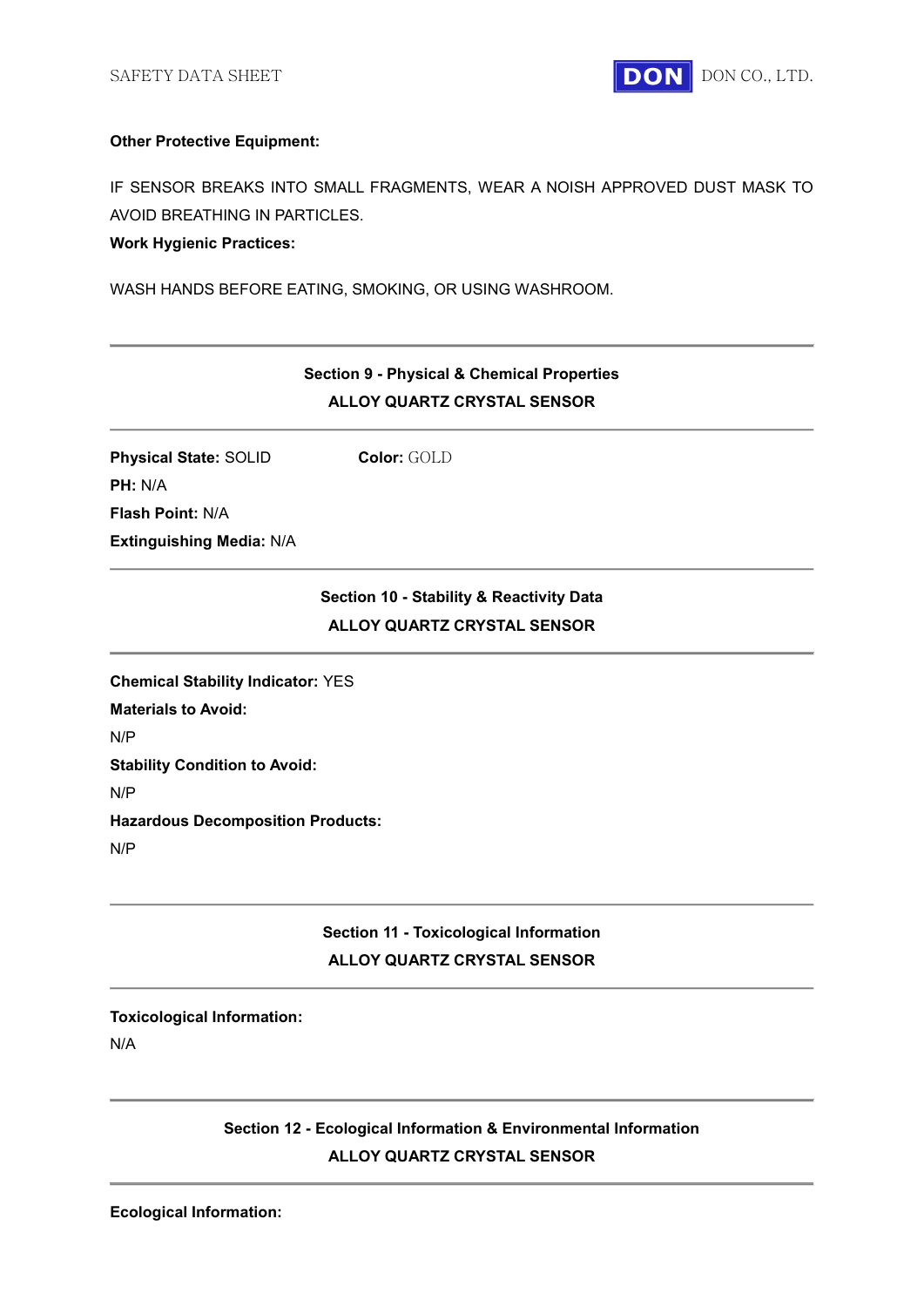**Other Protective Equipment:**

IF SENSOR BREAKS INTO SMALL FRAGMENTS, WEAR A NOISH APPROVED DUST MASK TO AVOID BREATHING IN PARTICLES.

**Work Hygienic Practices:**

WASH HANDS BEFORE EATING, SMOKING, OR USING WASHROOM.

---

## Section 9 - Physical & Chemical Properties
### ALLOY QUARTZ CRYSTAL SENSOR

---

**Physical State:** SOLID  **Color:** GOLD

**PH:** N/A

**Flash Point:** N/A

**Extinguishing Media:** N/A

---

## Section 10 - Stability & Reactivity Data
### ALLOY QUARTZ CRYSTAL SENSOR

---

**Chemical Stability Indicator:** YES

**Materials to Avoid:**

N/P

**Stability Condition to Avoid:**

N/P

**Hazardous Decomposition Products:**

N/P

---

## Section 11 - Toxicological Information
### ALLOY QUARTZ CRYSTAL SENSOR

---

**Toxicological Information:**

N/A

---

## Section 12 - Ecological Information & Environmental Information
### ALLOY QUARTZ CRYSTAL SENSOR

---

**Ecological Information:**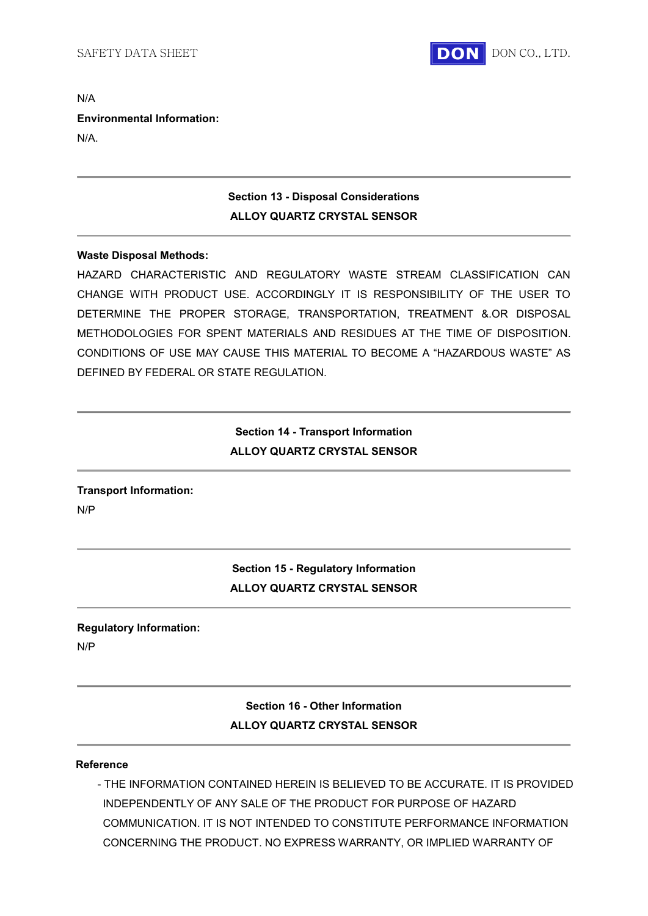N/A

**Environmental Information:**

N/A.

---

## Section 13 - Disposal Considerations
**ALLOY QUARTZ CRYSTAL SENSOR**

---

**Waste Disposal Methods:**

HAZARD CHARACTERISTIC AND REGULATORY WASTE STREAM CLASSIFICATION CAN CHANGE WITH PRODUCT USE. ACCORDINGLY IT IS RESPONSIBILITY OF THE USER TO DETERMINE THE PROPER STORAGE, TRANSPORTATION, TREATMENT &.OR DISPOSAL METHODOLOGIES FOR SPENT MATERIALS AND RESIDUES AT THE TIME OF DISPOSITION. CONDITIONS OF USE MAY CAUSE THIS MATERIAL TO BECOME A "HAZARDOUS WASTE" AS DEFINED BY FEDERAL OR STATE REGULATION.

---

## Section 14 - Transport Information
**ALLOY QUARTZ CRYSTAL SENSOR**

---

**Transport Information:**

N/P

---

## Section 15 - Regulatory Information
**ALLOY QUARTZ CRYSTAL SENSOR**

---

**Regulatory Information:**

N/P

---

## Section 16 - Other Information
**ALLOY QUARTZ CRYSTAL SENSOR**

---

**Reference**

- THE INFORMATION CONTAINED HEREIN IS BELIEVED TO BE ACCURATE. IT IS PROVIDED INDEPENDENTLY OF ANY SALE OF THE PRODUCT FOR PURPOSE OF HAZARD COMMUNICATION. IT IS NOT INTENDED TO CONSTITUTE PERFORMANCE INFORMATION CONCERNING THE PRODUCT. NO EXPRESS WARRANTY, OR IMPLIED WARRANTY OF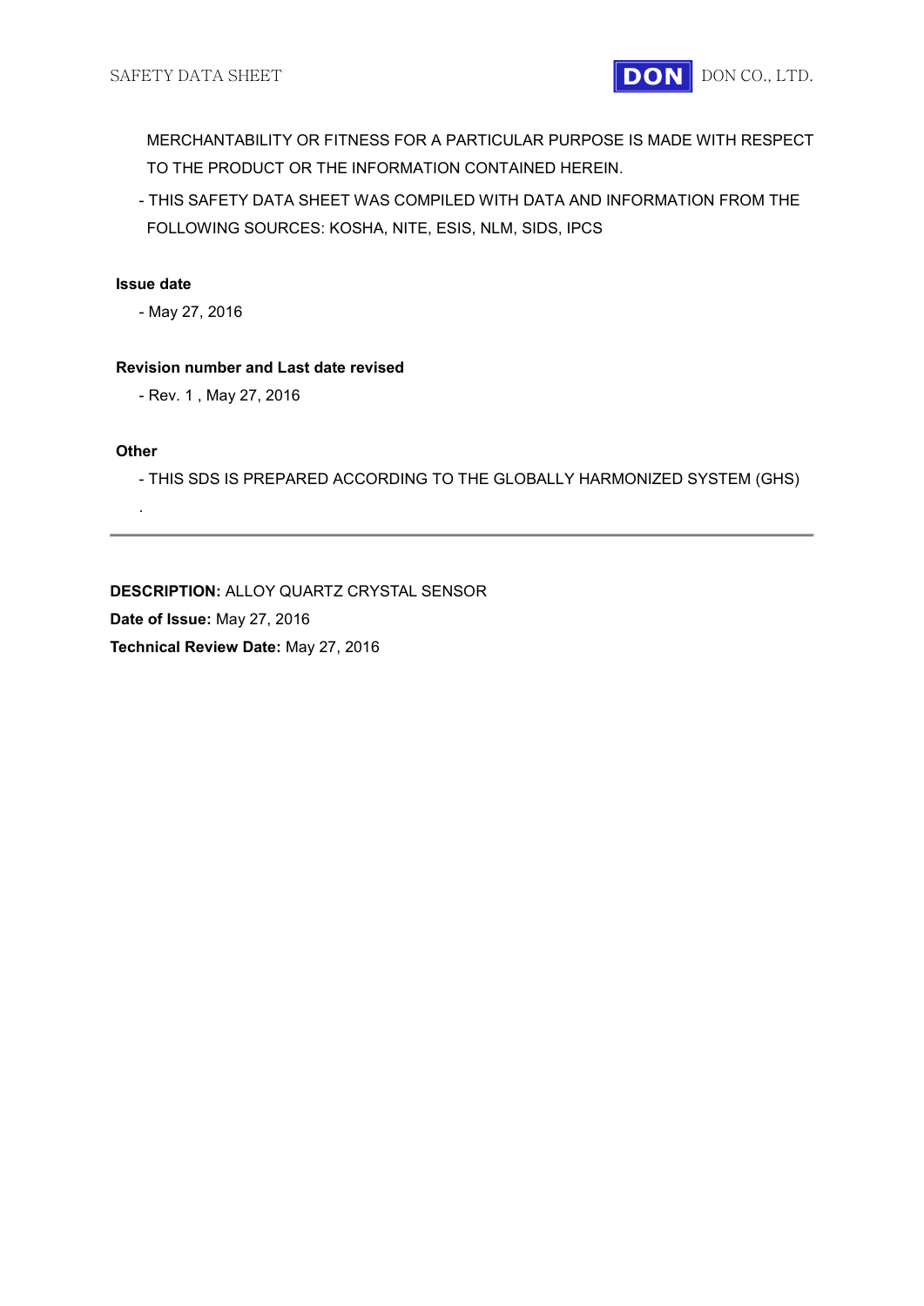MERCHANTABILITY OR FITNESS FOR A PARTICULAR PURPOSE IS MADE WITH RESPECT TO THE PRODUCT OR THE INFORMATION CONTAINED HEREIN.

- THIS SAFETY DATA SHEET WAS COMPILED WITH DATA AND INFORMATION FROM THE FOLLOWING SOURCES: KOSHA, NITE, ESIS, NLM, SIDS, IPCS

**Issue date**

- May 27, 2016

**Revision number and Last date revised**

- Rev. 1 , May 27, 2016

**Other**

- THIS SDS IS PREPARED ACCORDING TO THE GLOBALLY HARMONIZED SYSTEM (GHS)

.

---

**DESCRIPTION:** ALLOY QUARTZ CRYSTAL SENSOR
**Date of Issue:** May 27, 2016
**Technical Review Date:** May 27, 2016